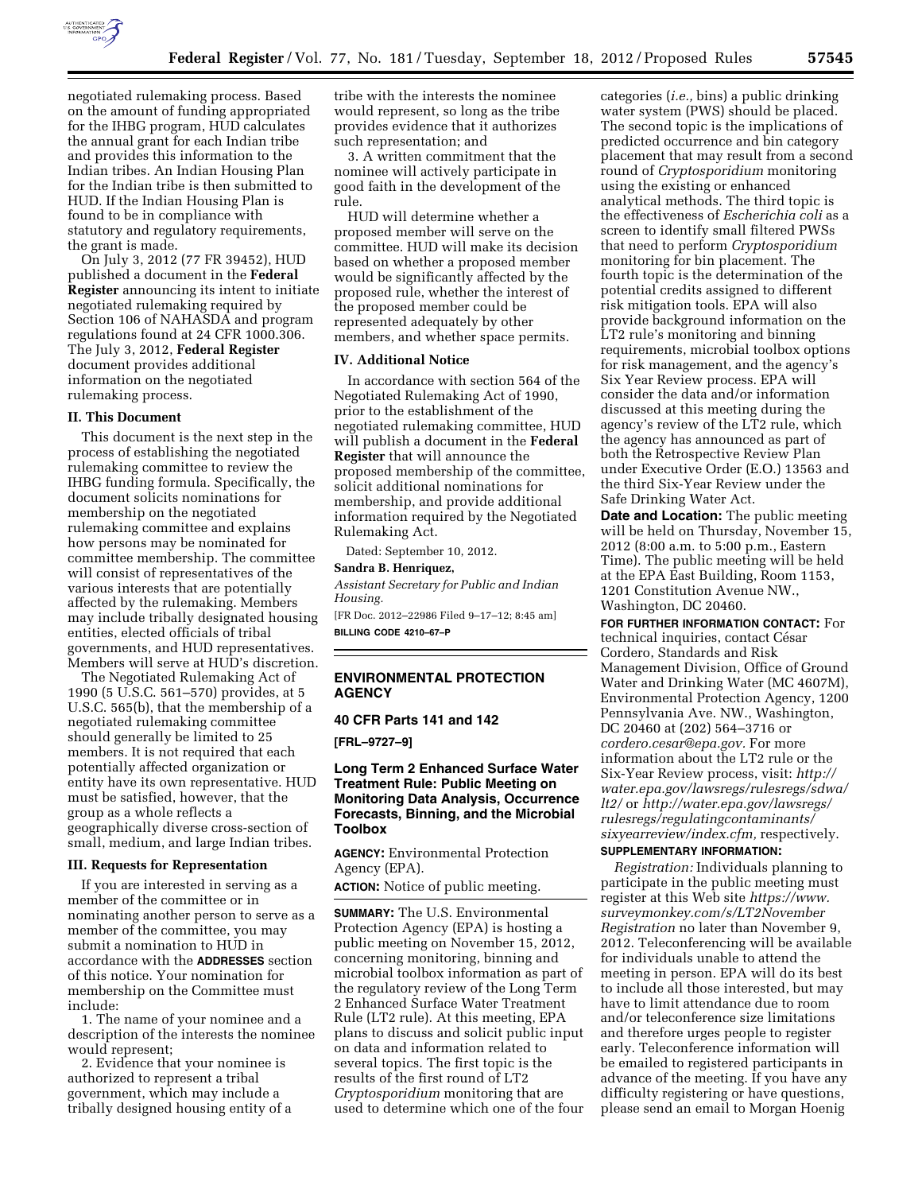negotiated rulemaking process. Based on the amount of funding appropriated for the IHBG program, HUD calculates the annual grant for each Indian tribe and provides this information to the Indian tribes. An Indian Housing Plan for the Indian tribe is then submitted to HUD. If the Indian Housing Plan is found to be in compliance with statutory and regulatory requirements, the grant is made.

On July 3, 2012 (77 FR 39452), HUD published a document in the **Federal Register** announcing its intent to initiate negotiated rulemaking required by Section 106 of NAHASDA and program regulations found at 24 CFR 1000.306. The July 3, 2012, **Federal Register** document provides additional information on the negotiated rulemaking process.

### II. This Document

This document is the next step in the process of establishing the negotiated rulemaking committee to review the IHBG funding formula. Specifically, the document solicits nominations for membership on the negotiated rulemaking committee and explains how persons may be nominated for committee membership. The committee will consist of representatives of the various interests that are potentially affected by the rulemaking. Members may include tribally designated housing entities, elected officials of tribal governments, and HUD representatives. Members will serve at HUD's discretion.

The Negotiated Rulemaking Act of 1990 (5 U.S.C. 561–570) provides, at 5 U.S.C. 565(b), that the membership of a negotiated rulemaking committee should generally be limited to 25 members. It is not required that each potentially affected organization or entity have its own representative. HUD must be satisfied, however, that the group as a whole reflects a geographically diverse cross-section of small, medium, and large Indian tribes.

### III. Requests for Representation

If you are interested in serving as a member of the committee or in nominating another person to serve as a member of the committee, you may submit a nomination to HUD in accordance with the **ADDRESSES** section of this notice. Your nomination for membership on the Committee must include:

1. The name of your nominee and a description of the interests the nominee would represent;

2. Evidence that your nominee is authorized to represent a tribal government, which may include a tribally designed housing entity of a tribe with the interests the nominee would represent, so long as the tribe provides evidence that it authorizes such representation; and

3. A written commitment that the nominee will actively participate in good faith in the development of the rule.

HUD will determine whether a proposed member will serve on the committee. HUD will make its decision based on whether a proposed member would be significantly affected by the proposed rule, whether the interest of the proposed member could be represented adequately by other members, and whether space permits.

### IV. Additional Notice

In accordance with section 564 of the Negotiated Rulemaking Act of 1990, prior to the establishment of the negotiated rulemaking committee, HUD will publish a document in the **Federal Register** that will announce the proposed membership of the committee, solicit additional nominations for membership, and provide additional information required by the Negotiated Rulemaking Act.

Dated: September 10, 2012.

**Sandra B. Henriquez,**

*Assistant Secretary for Public and Indian Housing.*

[FR Doc. 2012–22986 Filed 9–17–12; 8:45 am]

**BILLING CODE 4210–67–P**

## ENVIRONMENTAL PROTECTION AGENCY

### 40 CFR Parts 141 and 142

**[FRL–9727–9]**

### Long Term 2 Enhanced Surface Water Treatment Rule: Public Meeting on Monitoring Data Analysis, Occurrence Forecasts, Binning, and the Microbial Toolbox

**AGENCY:** Environmental Protection Agency (EPA).

**ACTION:** Notice of public meeting.

**SUMMARY:** The U.S. Environmental Protection Agency (EPA) is hosting a public meeting on November 15, 2012, concerning monitoring, binning and microbial toolbox information as part of the regulatory review of the Long Term 2 Enhanced Surface Water Treatment Rule (LT2 rule). At this meeting, EPA plans to discuss and solicit public input on data and information related to several topics. The first topic is the results of the first round of LT2 *Cryptosporidium* monitoring that are used to determine which one of the four categories (*i.e.,* bins) a public drinking water system (PWS) should be placed. The second topic is the implications of predicted occurrence and bin category placement that may result from a second round of *Cryptosporidium* monitoring using the existing or enhanced analytical methods. The third topic is the effectiveness of *Escherichia coli* as a screen to identify small filtered PWSs that need to perform *Cryptosporidium* monitoring for bin placement. The fourth topic is the determination of the potential credits assigned to different risk mitigation tools. EPA will also provide background information on the LT2 rule's monitoring and binning requirements, microbial toolbox options for risk management, and the agency's Six Year Review process. EPA will consider the data and/or information discussed at this meeting during the agency's review of the LT2 rule, which the agency has announced as part of both the Retrospective Review Plan under Executive Order (E.O.) 13563 and the third Six-Year Review under the Safe Drinking Water Act.

**Date and Location:** The public meeting will be held on Thursday, November 15, 2012 (8:00 a.m. to 5:00 p.m., Eastern Time). The public meeting will be held at the EPA East Building, Room 1153, 1201 Constitution Avenue NW., Washington, DC 20460.

**FOR FURTHER INFORMATION CONTACT:** For technical inquiries, contact César Cordero, Standards and Risk Management Division, Office of Ground Water and Drinking Water (MC 4607M), Environmental Protection Agency, 1200 Pennsylvania Ave. NW., Washington, DC 20460 at (202) 564–3716 or *cordero.cesar@epa.gov.* For more information about the LT2 rule or the Six-Year Review process, visit: *http://water.epa.gov/lawsregs/rulesregs/sdwa/lt2/* or *http://water.epa.gov/lawsregs/rulesregs/regulatingcontaminants/sixyearreview/index.cfm,* respectively.

**SUPPLEMENTARY INFORMATION:**

*Registration:* Individuals planning to participate in the public meeting must register at this Web site *https://www.surveymonkey.com/s/LT2November Registration* no later than November 9, 2012. Teleconferencing will be available for individuals unable to attend the meeting in person. EPA will do its best to include all those interested, but may have to limit attendance due to room and/or teleconference size limitations and therefore urges people to register early. Teleconference information will be emailed to registered participants in advance of the meeting. If you have any difficulty registering or have questions, please send an email to Morgan Hoenig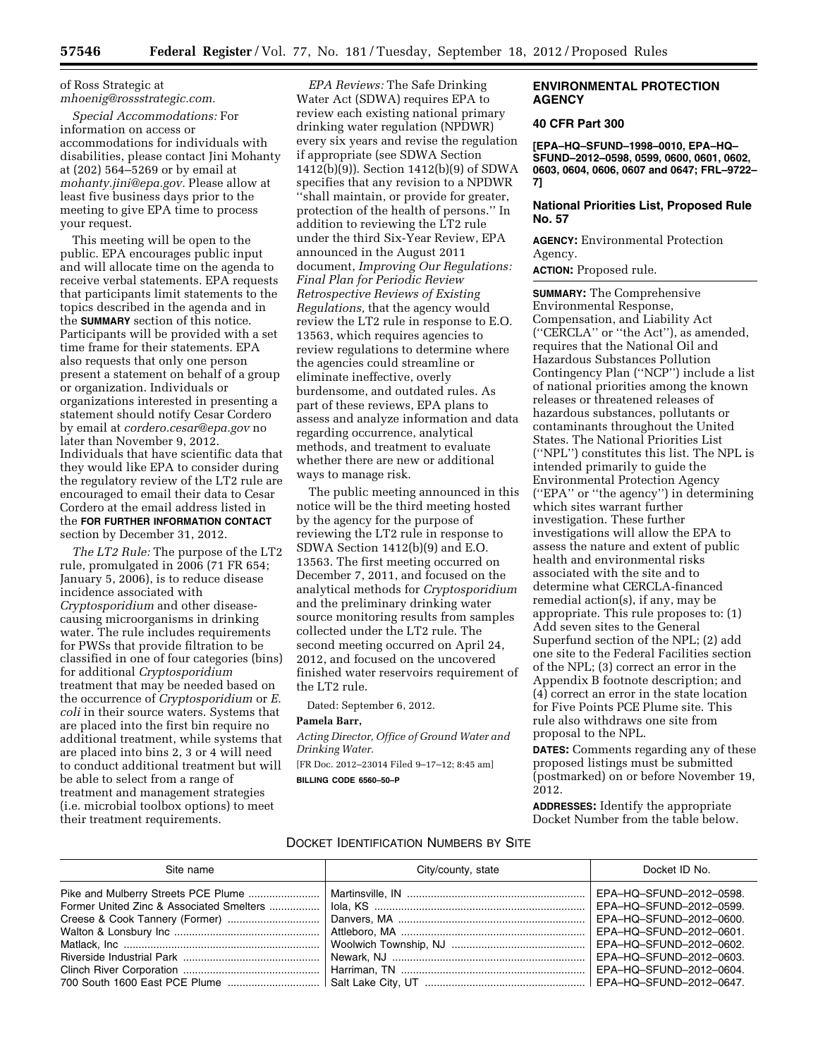of Ross Strategic at *mhoenig@rossstrategic.com.*

*Special Accommodations:* For information on access or accommodations for individuals with disabilities, please contact Jini Mohanty at (202) 564–5269 or by email at *mohanty.jini@epa.gov.* Please allow at least five business days prior to the meeting to give EPA time to process your request.

This meeting will be open to the public. EPA encourages public input and will allocate time on the agenda to receive verbal statements. EPA requests that participants limit statements to the topics described in the agenda and in the **SUMMARY** section of this notice. Participants will be provided with a set time frame for their statements. EPA also requests that only one person present a statement on behalf of a group or organization. Individuals or organizations interested in presenting a statement should notify Cesar Cordero by email at *cordero.cesar@epa.gov* no later than November 9, 2012. Individuals that have scientific data that they would like EPA to consider during the regulatory review of the LT2 rule are encouraged to email their data to Cesar Cordero at the email address listed in the **FOR FURTHER INFORMATION CONTACT** section by December 31, 2012.

*The LT2 Rule:* The purpose of the LT2 rule, promulgated in 2006 (71 FR 654; January 5, 2006), is to reduce disease incidence associated with *Cryptosporidium* and other disease-causing microorganisms in drinking water. The rule includes requirements for PWSs that provide filtration to be classified in one of four categories (bins) for additional *Cryptosporidium* treatment that may be needed based on the occurrence of *Cryptosporidium* or *E. coli* in their source waters. Systems that are placed into the first bin require no additional treatment, while systems that are placed into bins 2, 3 or 4 will need to conduct additional treatment but will be able to select from a range of treatment and management strategies (i.e. microbial toolbox options) to meet their treatment requirements.

*EPA Reviews:* The Safe Drinking Water Act (SDWA) requires EPA to review each existing national primary drinking water regulation (NPDWR) every six years and revise the regulation if appropriate (see SDWA Section 1412(b)(9)). Section 1412(b)(9) of SDWA specifies that any revision to a NPDWR ''shall maintain, or provide for greater, protection of the health of persons.'' In addition to reviewing the LT2 rule under the third Six-Year Review, EPA announced in the August 2011 document, *Improving Our Regulations: Final Plan for Periodic Review Retrospective Reviews of Existing Regulations,* that the agency would review the LT2 rule in response to E.O. 13563, which requires agencies to review regulations to determine where the agencies could streamline or eliminate ineffective, overly burdensome, and outdated rules. As part of these reviews, EPA plans to assess and analyze information and data regarding occurrence, analytical methods, and treatment to evaluate whether there are new or additional ways to manage risk.

The public meeting announced in this notice will be the third meeting hosted by the agency for the purpose of reviewing the LT2 rule in response to SDWA Section 1412(b)(9) and E.O. 13563. The first meeting occurred on December 7, 2011, and focused on the analytical methods for *Cryptosporidium* and the preliminary drinking water source monitoring results from samples collected under the LT2 rule. The second meeting occurred on April 24, 2012, and focused on the uncovered finished water reservoirs requirement of the LT2 rule.

Dated: September 6, 2012.

**Pamela Barr,**

*Acting Director, Office of Ground Water and Drinking Water.*

[FR Doc. 2012–23014 Filed 9–17–12; 8:45 am]

**BILLING CODE 6560–50–P**

## ENVIRONMENTAL PROTECTION AGENCY

### 40 CFR Part 300

**[EPA–HQ–SFUND–1998–0010, EPA–HQ–SFUND–2012–0598, 0599, 0600, 0601, 0602, 0603, 0604, 0606, 0607 and 0647; FRL–9722–7]**

### National Priorities List, Proposed Rule No. 57

**AGENCY:** Environmental Protection Agency.

**ACTION:** Proposed rule.

**SUMMARY:** The Comprehensive Environmental Response, Compensation, and Liability Act (''CERCLA'' or ''the Act''), as amended, requires that the National Oil and Hazardous Substances Pollution Contingency Plan (''NCP'') include a list of national priorities among the known releases or threatened releases of hazardous substances, pollutants or contaminants throughout the United States. The National Priorities List (''NPL'') constitutes this list. The NPL is intended primarily to guide the Environmental Protection Agency (''EPA'' or ''the agency'') in determining which sites warrant further investigation. These further investigations will allow the EPA to assess the nature and extent of public health and environmental risks associated with the site and to determine what CERCLA-financed remedial action(s), if any, may be appropriate. This rule proposes to: (1) Add seven sites to the General Superfund section of the NPL; (2) add one site to the Federal Facilities section of the NPL; (3) correct an error in the Appendix B footnote description; and (4) correct an error in the state location for Five Points PCE Plume site. This rule also withdraws one site from proposal to the NPL.

**DATES:** Comments regarding any of these proposed listings must be submitted (postmarked) on or before November 19, 2012.

**ADDRESSES:** Identify the appropriate Docket Number from the table below.

DOCKET IDENTIFICATION NUMBERS BY SITE

| Site name | City/county, state | Docket ID No. |
|---|---|---|
| Pike and Mulberry Streets PCE Plume | Martinsville, IN | EPA–HQ–SFUND–2012–0598. |
| Former United Zinc & Associated Smelters | Iola, KS | EPA–HQ–SFUND–2012–0599. |
| Creese & Cook Tannery (Former) | Danvers, MA | EPA–HQ–SFUND–2012–0600. |
| Walton & Lonsbury Inc | Attleboro, MA | EPA–HQ–SFUND–2012–0601. |
| Matlack, Inc | Woolwich Township, NJ | EPA–HQ–SFUND–2012–0602. |
| Riverside Industrial Park | Newark, NJ | EPA–HQ–SFUND–2012–0603. |
| Clinch River Corporation | Harriman, TN | EPA–HQ–SFUND–2012–0604. |
| 700 South 1600 East PCE Plume | Salt Lake City, UT | EPA–HQ–SFUND–2012–0647. |